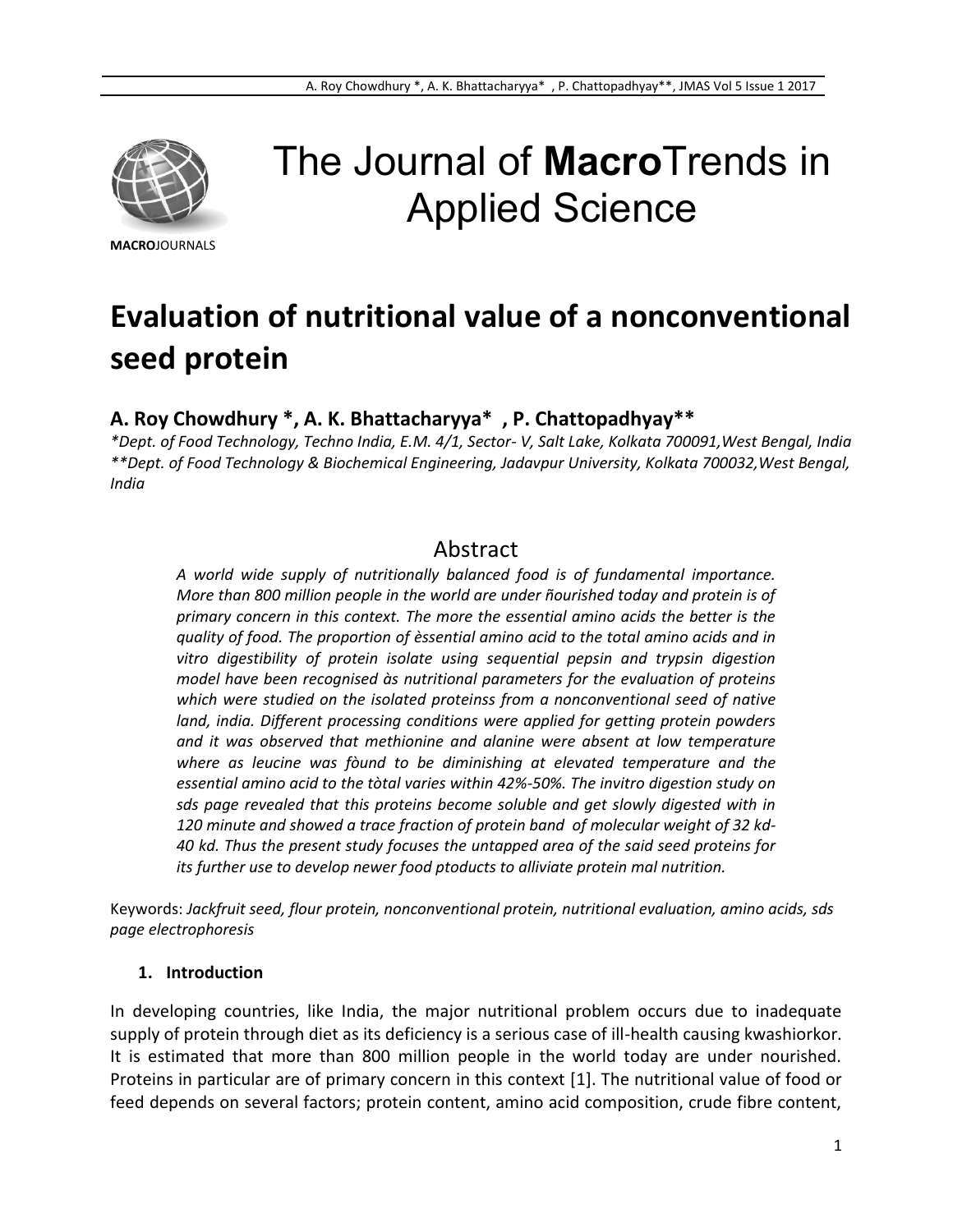# The Journal of **Macro**Trends in Applied Science

**MACRO**JOURNALS

# Evaluation of nutritional value of a nonconventional seed protein

## A. Roy Chowdhury *, A. K. Bhattacharyya* , P. Chattopadhyay**

*\*Dept. of Food Technology, Techno India, E.M. 4/1, Sector- V, Salt Lake, Kolkata 700091,West Bengal, India*
*\*\*Dept. of Food Technology & Biochemical Engineering, Jadavpur University, Kolkata 700032,West Bengal, India*

## Abstract

*A world wide supply of nutritionally balanced food is of fundamental importance. More than 800 million people in the world are under ñourished today and protein is of primary concern in this context. The more the essential amino acids the better is the quality of food. The proportion of èssential amino acid to the total amino acids and in vitro digestibility of protein isolate using sequential pepsin and trypsin digestion model have been recognised às nutritional parameters for the evaluation of proteins which were studied on the isolated proteinss from a nonconventional seed of native land, india. Different processing conditions were applied for getting protein powders and it was observed that methionine and alanine were absent at low temperature where as leucine was fòund to be diminishing at elevated temperature and the essential amino acid to the tòtal varies within 42%-50%. The invitro digestion study on sds page revealed that this proteins become soluble and get slowly digested with in 120 minute and showed a trace fraction of protein band of molecular weight of 32 kd-40 kd. Thus the present study focuses the untapped area of the said seed proteins for its further use to develop newer food ptoducts to alliviate protein mal nutrition.*

Keywords: *Jackfruit seed, flour protein, nonconventional protein, nutritional evaluation, amino acids, sds page electrophoresis*

### 1. Introduction

In developing countries, like India, the major nutritional problem occurs due to inadequate supply of protein through diet as its deficiency is a serious case of ill-health causing kwashiorkor. It is estimated that more than 800 million people in the world today are under nourished. Proteins in particular are of primary concern in this context [1]. The nutritional value of food or feed depends on several factors; protein content, amino acid composition, crude fibre content,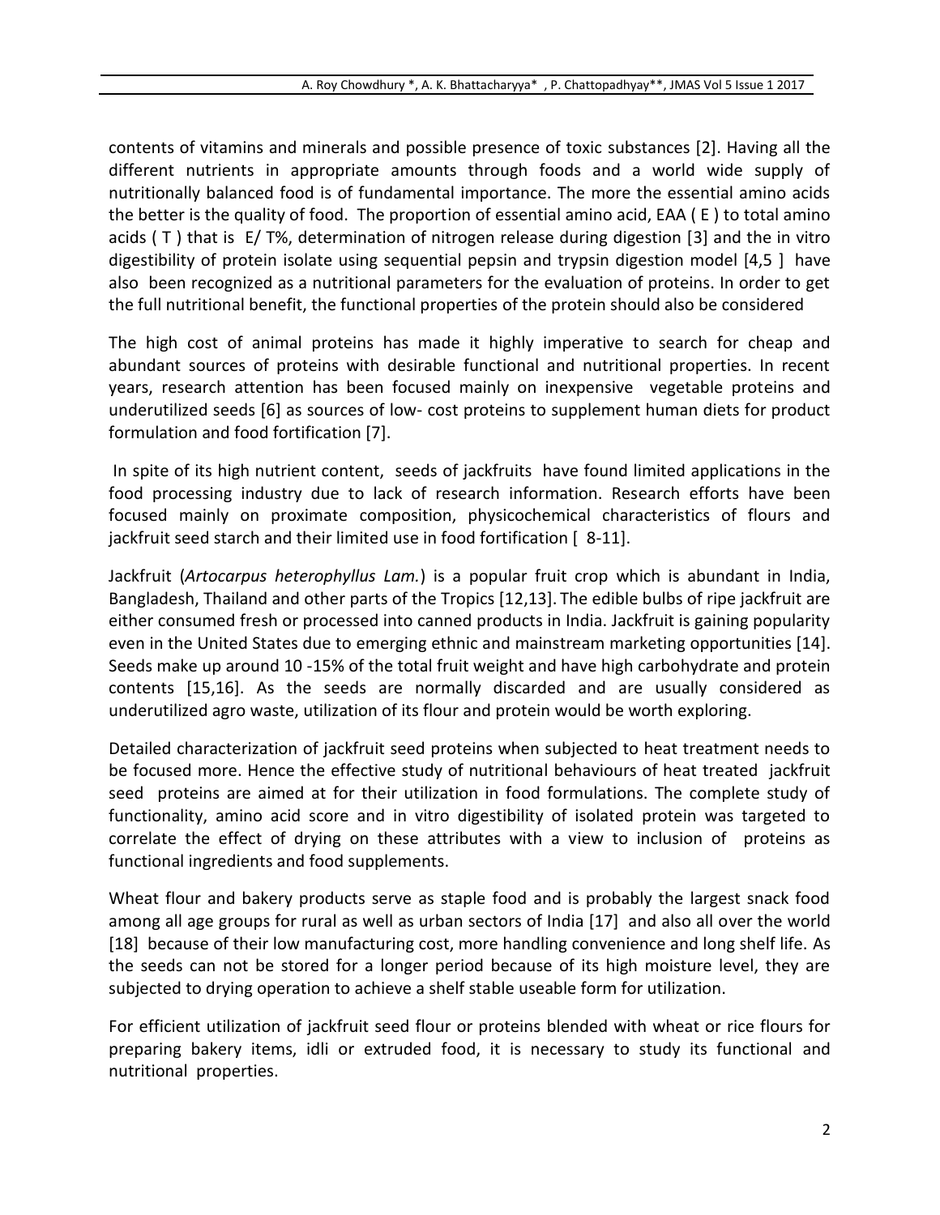contents of vitamins and minerals and possible presence of toxic substances [2]. Having all the different nutrients in appropriate amounts through foods and a world wide supply of nutritionally balanced food is of fundamental importance. The more the essential amino acids the better is the quality of food. The proportion of essential amino acid, EAA ( E ) to total amino acids ( T ) that is E/ T%, determination of nitrogen release during digestion [3] and the in vitro digestibility of protein isolate using sequential pepsin and trypsin digestion model [4,5 ] have also been recognized as a nutritional parameters for the evaluation of proteins. In order to get the full nutritional benefit, the functional properties of the protein should also be considered

The high cost of animal proteins has made it highly imperative to search for cheap and abundant sources of proteins with desirable functional and nutritional properties. In recent years, research attention has been focused mainly on inexpensive vegetable proteins and underutilized seeds [6] as sources of low- cost proteins to supplement human diets for product formulation and food fortification [7].

In spite of its high nutrient content, seeds of jackfruits have found limited applications in the food processing industry due to lack of research information. Research efforts have been focused mainly on proximate composition, physicochemical characteristics of flours and jackfruit seed starch and their limited use in food fortification [ 8-11].

Jackfruit (*Artocarpus heterophyllus Lam.*) is a popular fruit crop which is abundant in India, Bangladesh, Thailand and other parts of the Tropics [12,13]. The edible bulbs of ripe jackfruit are either consumed fresh or processed into canned products in India. Jackfruit is gaining popularity even in the United States due to emerging ethnic and mainstream marketing opportunities [14]. Seeds make up around 10 -15% of the total fruit weight and have high carbohydrate and protein contents [15,16]. As the seeds are normally discarded and are usually considered as underutilized agro waste, utilization of its flour and protein would be worth exploring.

Detailed characterization of jackfruit seed proteins when subjected to heat treatment needs to be focused more. Hence the effective study of nutritional behaviours of heat treated jackfruit seed proteins are aimed at for their utilization in food formulations. The complete study of functionality, amino acid score and in vitro digestibility of isolated protein was targeted to correlate the effect of drying on these attributes with a view to inclusion of proteins as functional ingredients and food supplements.

Wheat flour and bakery products serve as staple food and is probably the largest snack food among all age groups for rural as well as urban sectors of India [17] and also all over the world [18] because of their low manufacturing cost, more handling convenience and long shelf life. As the seeds can not be stored for a longer period because of its high moisture level, they are subjected to drying operation to achieve a shelf stable useable form for utilization.

For efficient utilization of jackfruit seed flour or proteins blended with wheat or rice flours for preparing bakery items, idli or extruded food, it is necessary to study its functional and nutritional properties.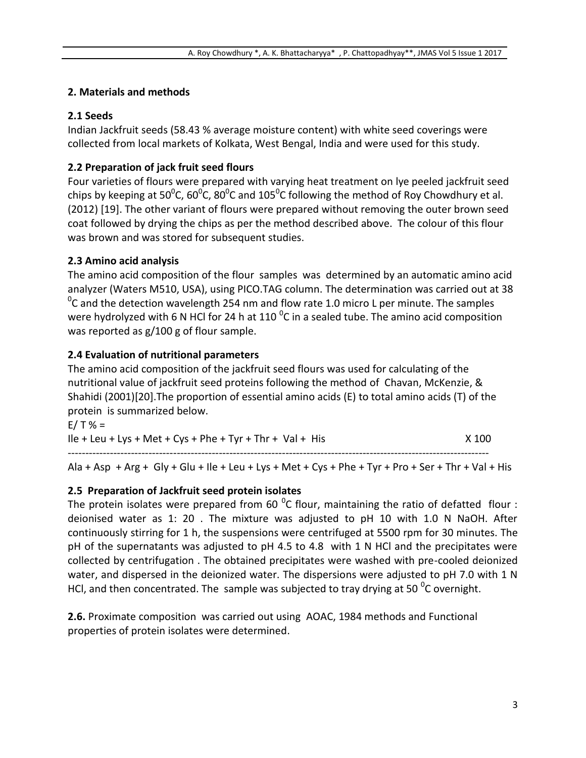## 2. Materials and methods

### 2.1 Seeds

Indian Jackfruit seeds (58.43 % average moisture content) with white seed coverings were collected from local markets of Kolkata, West Bengal, India and were used for this study.

### 2.2 Preparation of jack fruit seed flours

Four varieties of flours were prepared with varying heat treatment on lye peeled jackfruit seed chips by keeping at 50$^0$C, 60$^0$C, 80$^0$C and 105$^0$C following the method of Roy Chowdhury et al. (2012) [19]. The other variant of flours were prepared without removing the outer brown seed coat followed by drying the chips as per the method described above. The colour of this flour was brown and was stored for subsequent studies.

### 2.3 Amino acid analysis

The amino acid composition of the flour samples was determined by an automatic amino acid analyzer (Waters M510, USA), using PICO.TAG column. The determination was carried out at 38 $^0$C and the detection wavelength 254 nm and flow rate 1.0 micro L per minute. The samples were hydrolyzed with 6 N HCl for 24 h at 110 $^0$C in a sealed tube. The amino acid composition was reported as g/100 g of flour sample.

### 2.4 Evaluation of nutritional parameters

The amino acid composition of the jackfruit seed flours was used for calculating of the nutritional value of jackfruit seed proteins following the method of Chavan, McKenzie, & Shahidi (2001)[20].The proportion of essential amino acids (E) to total amino acids (T) of the protein is summarized below.

$$E/T\,\% = \frac{Ile + Leu + Lys + Met + Cys + Phe + Tyr + Thr + Val + His}{Ala + Asp + Arg + Gly + Glu + Ile + Leu + Lys + Met + Cys + Phe + Tyr + Pro + Ser + Thr + Val + His} \times 100$$

### 2.5 Preparation of Jackfruit seed protein isolates

The protein isolates were prepared from 60 $^0$C flour, maintaining the ratio of defatted flour : deionised water as 1: 20 . The mixture was adjusted to pH 10 with 1.0 N NaOH. After continuously stirring for 1 h, the suspensions were centrifuged at 5500 rpm for 30 minutes. The pH of the supernatants was adjusted to pH 4.5 to 4.8 with 1 N HCl and the precipitates were collected by centrifugation . The obtained precipitates were washed with pre-cooled deionized water, and dispersed in the deionized water. The dispersions were adjusted to pH 7.0 with 1 N HCl, and then concentrated. The sample was subjected to tray drying at 50 $^0$C overnight.

**2.6.** Proximate composition was carried out using AOAC, 1984 methods and Functional properties of protein isolates were determined.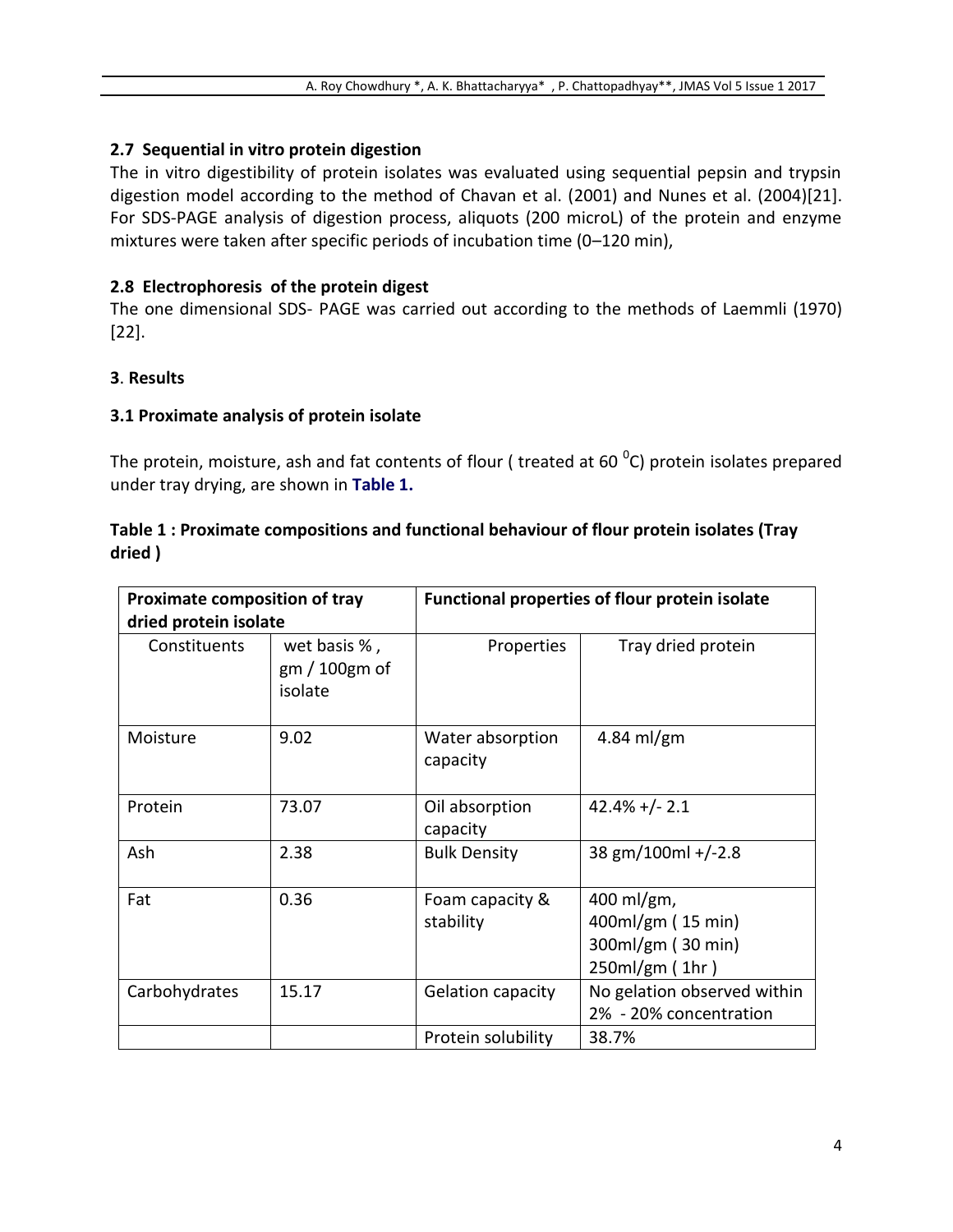## 2.7 Sequential in vitro protein digestion

The in vitro digestibility of protein isolates was evaluated using sequential pepsin and trypsin digestion model according to the method of Chavan et al. (2001) and Nunes et al. (2004)[21]. For SDS-PAGE analysis of digestion process, aliquots (200 microL) of the protein and enzyme mixtures were taken after specific periods of incubation time (0–120 min),

## 2.8 Electrophoresis of the protein digest

The one dimensional SDS- PAGE was carried out according to the methods of Laemmli (1970) [22].

# 3. Results

## 3.1 Proximate analysis of protein isolate

The protein, moisture, ash and fat contents of flour ( treated at 60 $^{0}$C) protein isolates prepared under tray drying, are shown in **Table 1.**

**Table 1 : Proximate compositions and functional behaviour of flour protein isolates (Tray dried )**

| **Proximate composition of tray dried protein isolate** | | **Functional properties of flour protein isolate** | |
|---|---|---|---|
| Constituents | wet basis % , gm / 100gm of isolate | Properties | Tray dried protein |
| Moisture | 9.02 | Water absorption capacity | 4.84 ml/gm |
| Protein | 73.07 | Oil absorption capacity | 42.4% +/- 2.1 |
| Ash | 2.38 | Bulk Density | 38 gm/100ml +/-2.8 |
| Fat | 0.36 | Foam capacity & stability | 400 ml/gm, 400ml/gm ( 15 min) 300ml/gm ( 30 min) 250ml/gm ( 1hr ) |
| Carbohydrates | 15.17 | Gelation capacity | No gelation observed within 2% - 20% concentration |
| | | Protein solubility | 38.7% |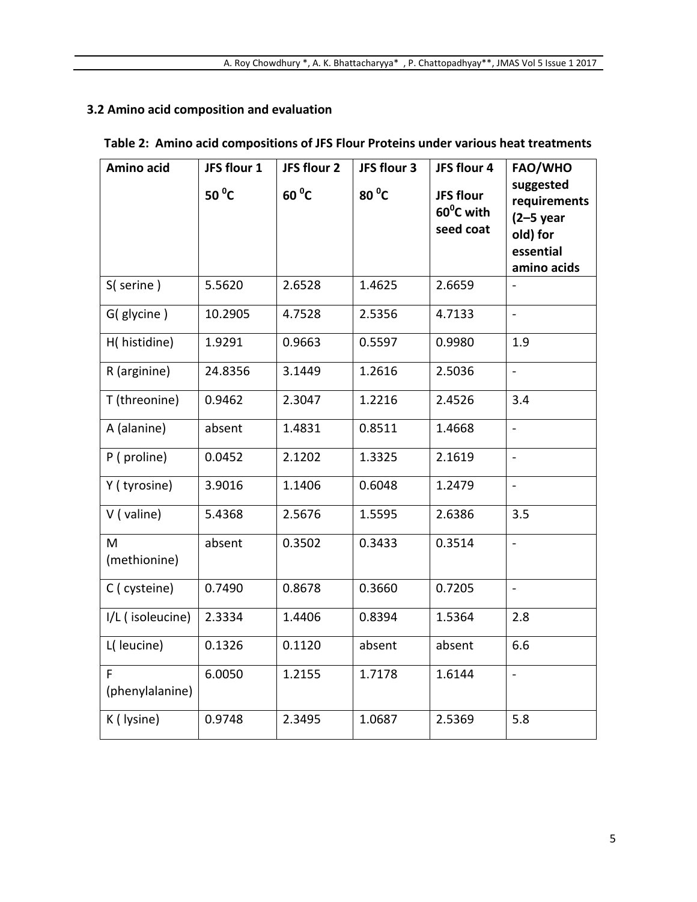### 3.2 Amino acid composition and evaluation

**Table 2: Amino acid compositions of JFS Flour Proteins under various heat treatments**

| Amino acid | JFS flour 1 $50\,^0C$ | JFS flour 2 $60\,^0C$ | JFS flour 3 $80\,^0C$ | JFS flour 4 JFS flour $60^0C$ with seed coat | FAO/WHO suggested requirements (2–5 year old) for essential amino acids |
|---|---|---|---|---|---|
| S( serine ) | 5.5620 | 2.6528 | 1.4625 | 2.6659 | - |
| G( glycine ) | 10.2905 | 4.7528 | 2.5356 | 4.7133 | - |
| H( histidine) | 1.9291 | 0.9663 | 0.5597 | 0.9980 | 1.9 |
| R (arginine) | 24.8356 | 3.1449 | 1.2616 | 2.5036 | - |
| T (threonine) | 0.9462 | 2.3047 | 1.2216 | 2.4526 | 3.4 |
| A (alanine) | absent | 1.4831 | 0.8511 | 1.4668 | - |
| P ( proline) | 0.0452 | 2.1202 | 1.3325 | 2.1619 | - |
| Y ( tyrosine) | 3.9016 | 1.1406 | 0.6048 | 1.2479 | - |
| V ( valine) | 5.4368 | 2.5676 | 1.5595 | 2.6386 | 3.5 |
| M (methionine) | absent | 0.3502 | 0.3433 | 0.3514 | - |
| C ( cysteine) | 0.7490 | 0.8678 | 0.3660 | 0.7205 | - |
| I/L ( isoleucine) | 2.3334 | 1.4406 | 0.8394 | 1.5364 | 2.8 |
| L( leucine) | 0.1326 | 0.1120 | absent | absent | 6.6 |
| F (phenylalanine) | 6.0050 | 1.2155 | 1.7178 | 1.6144 | - |
| K ( lysine) | 0.9748 | 2.3495 | 1.0687 | 2.5369 | 5.8 |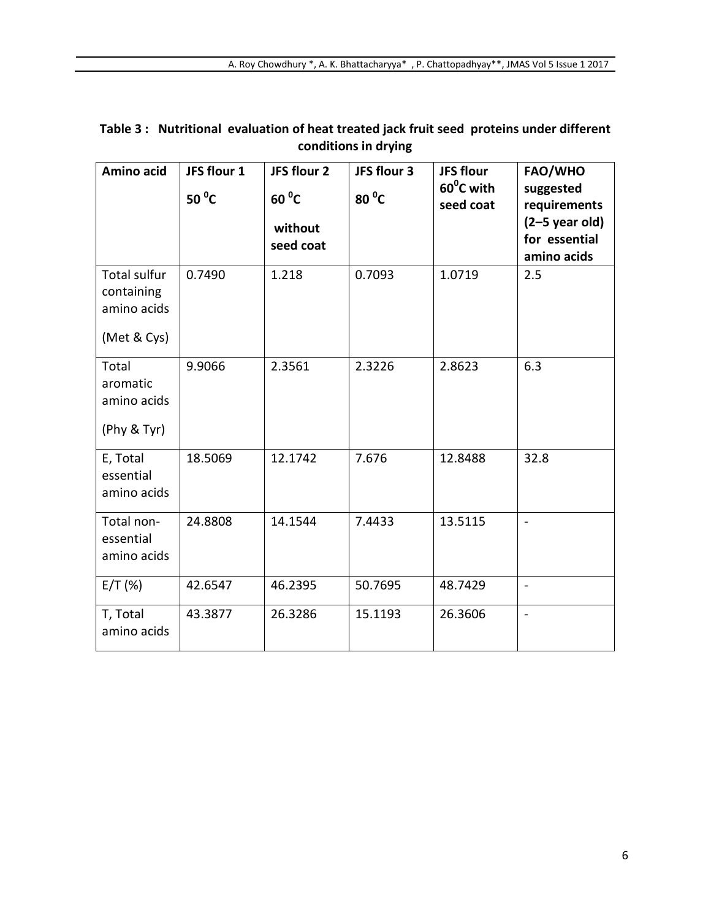**Table 3 : Nutritional evaluation of heat treated jack fruit seed proteins under different conditions in drying**

| Amino acid | JFS flour 1 50 $^0$C | JFS flour 2 60 $^0$C without seed coat | JFS flour 3 80 $^0$C | JFS flour 60$^0$C with seed coat | FAO/WHO suggested requirements (2–5 year old) for essential amino acids |
|---|---|---|---|---|---|
| Total sulfur containing amino acids (Met & Cys) | 0.7490 | 1.218 | 0.7093 | 1.0719 | 2.5 |
| Total aromatic amino acids (Phy & Tyr) | 9.9066 | 2.3561 | 2.3226 | 2.8623 | 6.3 |
| E, Total essential amino acids | 18.5069 | 12.1742 | 7.676 | 12.8488 | 32.8 |
| Total non-essential amino acids | 24.8808 | 14.1544 | 7.4433 | 13.5115 | - |
| E/T (%) | 42.6547 | 46.2395 | 50.7695 | 48.7429 | - |
| T, Total amino acids | 43.3877 | 26.3286 | 15.1193 | 26.3606 | - |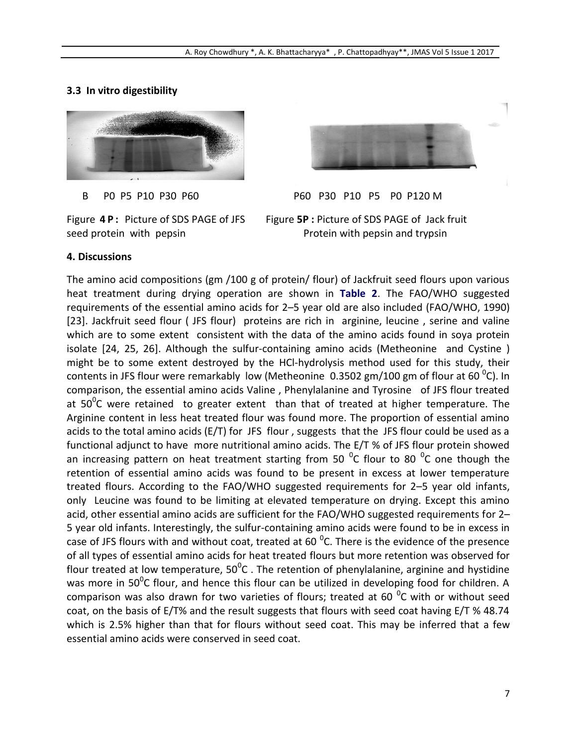### 3.3 In vitro digestibility

B P0 P5 P10 P30 P60

Figure **4 P :** Picture of SDS PAGE of JFS seed protein with pepsin

P60 P30 P10 P5 P0 P120 M

Figure **5P :** Picture of SDS PAGE of Jack fruit Protein with pepsin and trypsin

## 4. Discussions

The amino acid compositions (gm /100 g of protein/ flour) of Jackfruit seed flours upon various heat treatment during drying operation are shown in **Table 2**. The FAO/WHO suggested requirements of the essential amino acids for 2–5 year old are also included (FAO/WHO, 1990) [23]. Jackfruit seed flour ( JFS flour) proteins are rich in arginine, leucine , serine and valine which are to some extent consistent with the data of the amino acids found in soya protein isolate [24, 25, 26]. Although the sulfur-containing amino acids (Metheonine and Cystine ) might be to some extent destroyed by the HCl-hydrolysis method used for this study, their contents in JFS flour were remarkably low (Metheonine 0.3502 gm/100 gm of flour at 60 $^0$C). In comparison, the essential amino acids Valine , Phenylalanine and Tyrosine of JFS flour treated at 50$^0$C were retained to greater extent than that of treated at higher temperature. The Arginine content in less heat treated flour was found more. The proportion of essential amino acids to the total amino acids (E/T) for JFS flour , suggests that the JFS flour could be used as a functional adjunct to have more nutritional amino acids. The E/T % of JFS flour protein showed an increasing pattern on heat treatment starting from 50 $^0$C flour to 80 $^0$C one though the retention of essential amino acids was found to be present in excess at lower temperature treated flours. According to the FAO/WHO suggested requirements for 2–5 year old infants, only Leucine was found to be limiting at elevated temperature on drying. Except this amino acid, other essential amino acids are sufficient for the FAO/WHO suggested requirements for 2–5 year old infants. Interestingly, the sulfur-containing amino acids were found to be in excess in case of JFS flours with and without coat, treated at 60 $^0$C. There is the evidence of the presence of all types of essential amino acids for heat treated flours but more retention was observed for flour treated at low temperature, 50$^0$C . The retention of phenylalanine, arginine and hystidine was more in 50$^0$C flour, and hence this flour can be utilized in developing food for children. A comparison was also drawn for two varieties of flours; treated at 60 $^0$C with or without seed coat, on the basis of E/T% and the result suggests that flours with seed coat having E/T % 48.74 which is 2.5% higher than that for flours without seed coat. This may be inferred that a few essential amino acids were conserved in seed coat.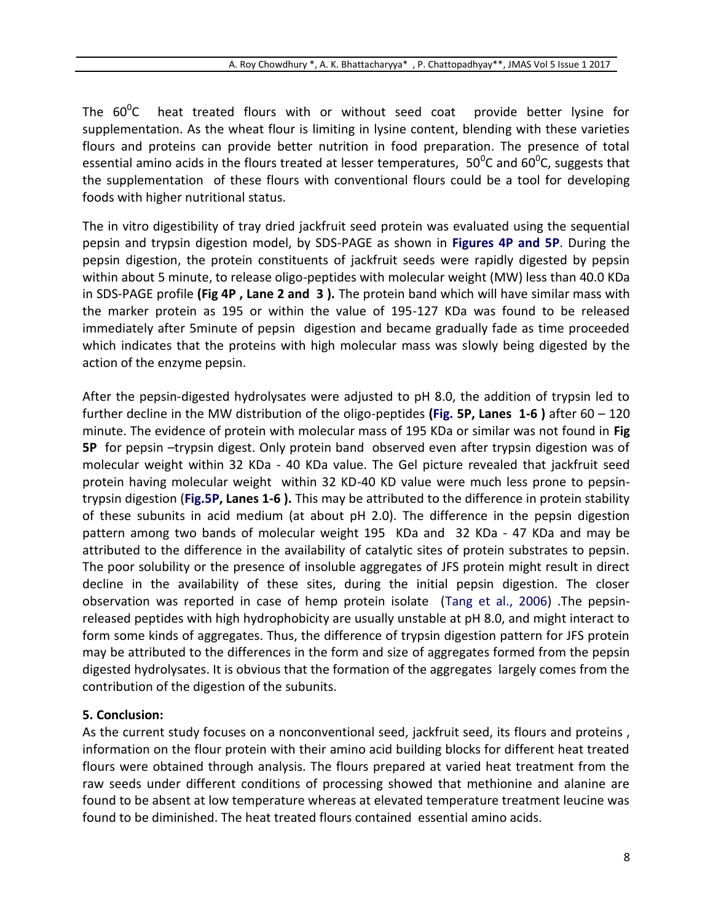The $60^0C$ heat treated flours with or without seed coat provide better lysine for supplementation. As the wheat flour is limiting in lysine content, blending with these varieties flours and proteins can provide better nutrition in food preparation. The presence of total essential amino acids in the flours treated at lesser temperatures, $50^0C$ and $60^0C$, suggests that the supplementation of these flours with conventional flours could be a tool for developing foods with higher nutritional status.

The in vitro digestibility of tray dried jackfruit seed protein was evaluated using the sequential pepsin and trypsin digestion model, by SDS-PAGE as shown in **Figures 4P and 5P**. During the pepsin digestion, the protein constituents of jackfruit seeds were rapidly digested by pepsin within about 5 minute, to release oligo-peptides with molecular weight (MW) less than 40.0 KDa in SDS-PAGE profile **(Fig 4P , Lane 2 and 3 ).** The protein band which will have similar mass with the marker protein as 195 or within the value of 195-127 KDa was found to be released immediately after 5minute of pepsin digestion and became gradually fade as time proceeded which indicates that the proteins with high molecular mass was slowly being digested by the action of the enzyme pepsin.

After the pepsin-digested hydrolysates were adjusted to pH 8.0, the addition of trypsin led to further decline in the MW distribution of the oligo-peptides **(Fig. 5P, Lanes 1-6 )** after 60 – 120 minute. The evidence of protein with molecular mass of 195 KDa or similar was not found in **Fig 5P** for pepsin –trypsin digest. Only protein band observed even after trypsin digestion was of molecular weight within 32 KDa - 40 KDa value. The Gel picture revealed that jackfruit seed protein having molecular weight within 32 KD-40 KD value were much less prone to pepsin-trypsin digestion (**Fig.5P, Lanes 1-6 ).** This may be attributed to the difference in protein stability of these subunits in acid medium (at about pH 2.0). The difference in the pepsin digestion pattern among two bands of molecular weight 195 KDa and 32 KDa - 47 KDa and may be attributed to the difference in the availability of catalytic sites of protein substrates to pepsin. The poor solubility or the presence of insoluble aggregates of JFS protein might result in direct decline in the availability of these sites, during the initial pepsin digestion. The closer observation was reported in case of hemp protein isolate (Tang et al., 2006) .The pepsin-released peptides with high hydrophobicity are usually unstable at pH 8.0, and might interact to form some kinds of aggregates. Thus, the difference of trypsin digestion pattern for JFS protein may be attributed to the differences in the form and size of aggregates formed from the pepsin digested hydrolysates. It is obvious that the formation of the aggregates largely comes from the contribution of the digestion of the subunits.

## 5. Conclusion:

As the current study focuses on a nonconventional seed, jackfruit seed, its flours and proteins , information on the flour protein with their amino acid building blocks for different heat treated flours were obtained through analysis. The flours prepared at varied heat treatment from the raw seeds under different conditions of processing showed that methionine and alanine are found to be absent at low temperature whereas at elevated temperature treatment leucine was found to be diminished. The heat treated flours contained essential amino acids.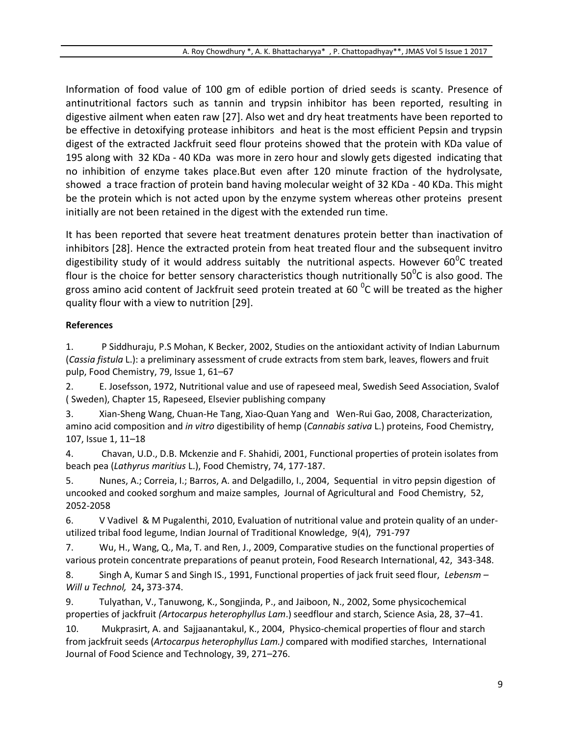Information of food value of 100 gm of edible portion of dried seeds is scanty. Presence of antinutritional factors such as tannin and trypsin inhibitor has been reported, resulting in digestive ailment when eaten raw [27]. Also wet and dry heat treatments have been reported to be effective in detoxifying protease inhibitors and heat is the most efficient Pepsin and trypsin digest of the extracted Jackfruit seed flour proteins showed that the protein with KDa value of 195 along with 32 KDa - 40 KDa was more in zero hour and slowly gets digested indicating that no inhibition of enzyme takes place.But even after 120 minute fraction of the hydrolysate, showed a trace fraction of protein band having molecular weight of 32 KDa - 40 KDa. This might be the protein which is not acted upon by the enzyme system whereas other proteins present initially are not been retained in the digest with the extended run time.

It has been reported that severe heat treatment denatures protein better than inactivation of inhibitors [28]. Hence the extracted protein from heat treated flour and the subsequent invitro digestibility study of it would address suitably the nutritional aspects. However $60^0$C treated flour is the choice for better sensory characteristics though nutritionally $50^0$C is also good. The gross amino acid content of Jackfruit seed protein treated at 60 $^0$C will be treated as the higher quality flour with a view to nutrition [29].

**References**

1. P Siddhuraju, P.S Mohan, K Becker, 2002, Studies on the antioxidant activity of Indian Laburnum (*Cassia fistula* L.): a preliminary assessment of crude extracts from stem bark, leaves, flowers and fruit pulp, Food Chemistry, 79, Issue 1, 61–67

2. E. Josefsson, 1972, Nutritional value and use of rapeseed meal, Swedish Seed Association, Svalof ( Sweden), Chapter 15, Rapeseed, Elsevier publishing company

3. Xian-Sheng Wang, Chuan-He Tang, Xiao-Quan Yang and Wen-Rui Gao, 2008, Characterization, amino acid composition and *in vitro* digestibility of hemp (*Cannabis sativa* L.) proteins, Food Chemistry, 107, Issue 1, 11–18

4. Chavan, U.D., D.B. Mckenzie and F. Shahidi, 2001, Functional properties of protein isolates from beach pea (*Lathyrus maritius* L.), Food Chemistry, 74, 177-187.

5. Nunes, A.; Correia, I.; Barros, A. and Delgadillo, I., 2004, Sequential in vitro pepsin digestion of uncooked and cooked sorghum and maize samples, Journal of Agricultural and Food Chemistry, 52, 2052-2058

6. V Vadivel & M Pugalenthi, 2010, Evaluation of nutritional value and protein quality of an under-utilized tribal food legume, Indian Journal of Traditional Knowledge, 9(4), 791-797

7. Wu, H., Wang, Q., Ma, T. and Ren, J., 2009, Comparative studies on the functional properties of various protein concentrate preparations of peanut protein, Food Research International, 42, 343-348.

8. Singh A, Kumar S and Singh IS., 1991, Functional properties of jack fruit seed flour, *Lebensm – Will u Technol,* 24**,** 373-374.

9. Tulyathan, V., Tanuwong, K., Songjinda, P., and Jaiboon, N., 2002, Some physicochemical properties of jackfruit *(Artocarpus heterophyllus Lam*.) seedflour and starch, Science Asia, 28, 37–41.

10. Mukprasirt, A. and Sajjaanantakul, K., 2004, Physico-chemical properties of flour and starch from jackfruit seeds (*Artocarpus heterophyllus Lam.)* compared with modified starches, International Journal of Food Science and Technology, 39, 271–276.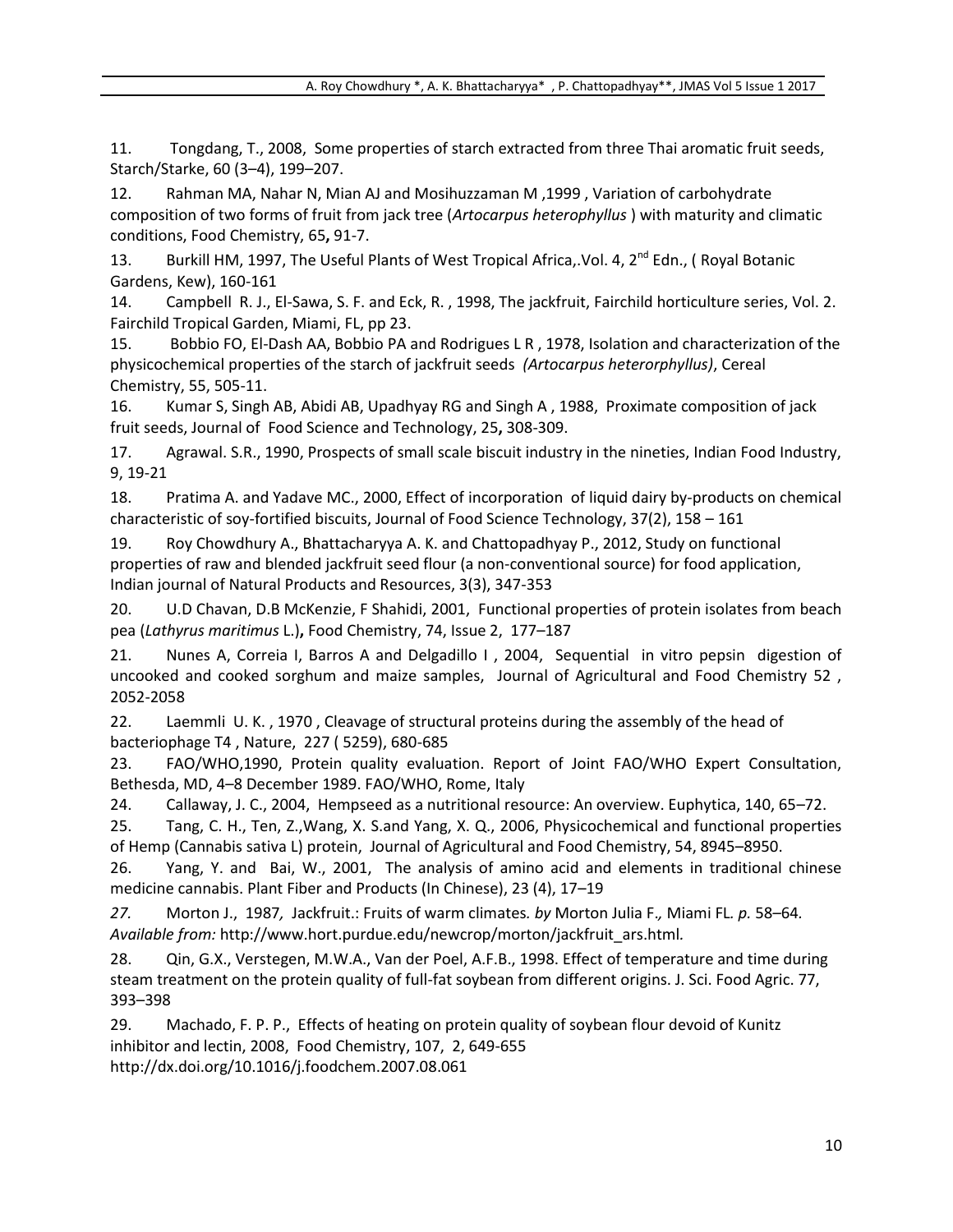11. Tongdang, T., 2008, Some properties of starch extracted from three Thai aromatic fruit seeds, Starch/Starke, 60 (3–4), 199–207.

12. Rahman MA, Nahar N, Mian AJ and Mosihuzzaman M ,1999 , Variation of carbohydrate composition of two forms of fruit from jack tree (*Artocarpus heterophyllus* ) with maturity and climatic conditions, Food Chemistry, 65**,** 91-7.

13. Burkill HM, 1997, The Useful Plants of West Tropical Africa,.Vol. 4, 2nd Edn., ( Royal Botanic Gardens, Kew), 160-161

14. Campbell R. J., El-Sawa, S. F. and Eck, R. , 1998, The jackfruit, Fairchild horticulture series, Vol. 2. Fairchild Tropical Garden, Miami, FL, pp 23.

15. Bobbio FO, El-Dash AA, Bobbio PA and Rodrigues L R , 1978, Isolation and characterization of the physicochemical properties of the starch of jackfruit seeds *(Artocarpus heterorphyllus)*, Cereal Chemistry, 55, 505-11.

16. Kumar S, Singh AB, Abidi AB, Upadhyay RG and Singh A , 1988, Proximate composition of jack fruit seeds, Journal of Food Science and Technology, 25**,** 308-309.

17. Agrawal. S.R., 1990, Prospects of small scale biscuit industry in the nineties, Indian Food Industry, 9, 19-21

18. Pratima A. and Yadave MC., 2000, Effect of incorporation of liquid dairy by-products on chemical characteristic of soy-fortified biscuits, Journal of Food Science Technology, 37(2), 158 – 161

19. Roy Chowdhury A., Bhattacharyya A. K. and Chattopadhyay P., 2012, Study on functional properties of raw and blended jackfruit seed flour (a non-conventional source) for food application, Indian journal of Natural Products and Resources, 3(3), 347-353

20. U.D Chavan, D.B McKenzie, F Shahidi, 2001, Functional properties of protein isolates from beach pea (*Lathyrus maritimus* L.)**,** Food Chemistry, 74, Issue 2, 177–187

21. Nunes A, Correia I, Barros A and Delgadillo I , 2004, Sequential in vitro pepsin digestion of uncooked and cooked sorghum and maize samples, Journal of Agricultural and Food Chemistry 52 , 2052-2058

22. Laemmli U. K. , 1970 , Cleavage of structural proteins during the assembly of the head of bacteriophage T4 , Nature, 227 ( 5259), 680-685

23. FAO/WHO,1990, Protein quality evaluation. Report of Joint FAO/WHO Expert Consultation, Bethesda, MD, 4–8 December 1989. FAO/WHO, Rome, Italy

24. Callaway, J. C., 2004, Hempseed as a nutritional resource: An overview. Euphytica, 140, 65–72.

25. Tang, C. H., Ten, Z.,Wang, X. S.and Yang, X. Q., 2006, Physicochemical and functional properties of Hemp (Cannabis sativa L) protein, Journal of Agricultural and Food Chemistry, 54, 8945–8950.

26. Yang, Y. and Bai, W., 2001, The analysis of amino acid and elements in traditional chinese medicine cannabis. Plant Fiber and Products (In Chinese), 23 (4), 17–19

*27.* Morton J., 1987*,* Jackfruit.: Fruits of warm climates*. by* Morton Julia F.*,* Miami FL*. p.* 58–64*. Available from:* http://www.hort.purdue.edu/newcrop/morton/jackfruit_ars.html*.*

28. Qin, G.X., Verstegen, M.W.A., Van der Poel, A.F.B., 1998. Effect of temperature and time during steam treatment on the protein quality of full-fat soybean from different origins. J. Sci. Food Agric. 77, 393–398

29. Machado, F. P. P., Effects of heating on protein quality of soybean flour devoid of Kunitz inhibitor and lectin, 2008, Food Chemistry, 107, 2, 649-655 http://dx.doi.org/10.1016/j.foodchem.2007.08.061